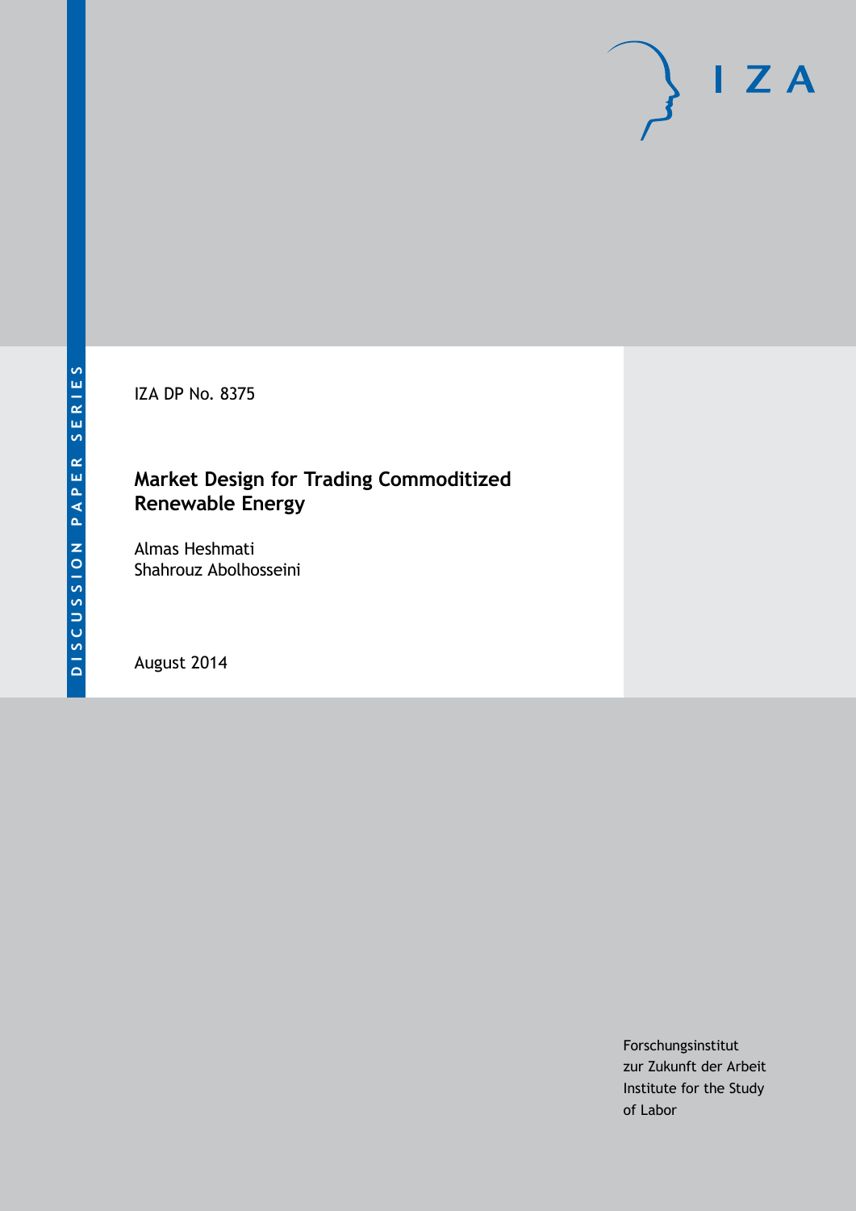DISCUSSION PAPER SERIES

IZA DP No. 8375

# Market Design for Trading Commoditized Renewable Energy

Almas Heshmati
Shahrouz Abolhosseini

August 2014

Forschungsinstitut
zur Zukunft der Arbeit
Institute for the Study
of Labor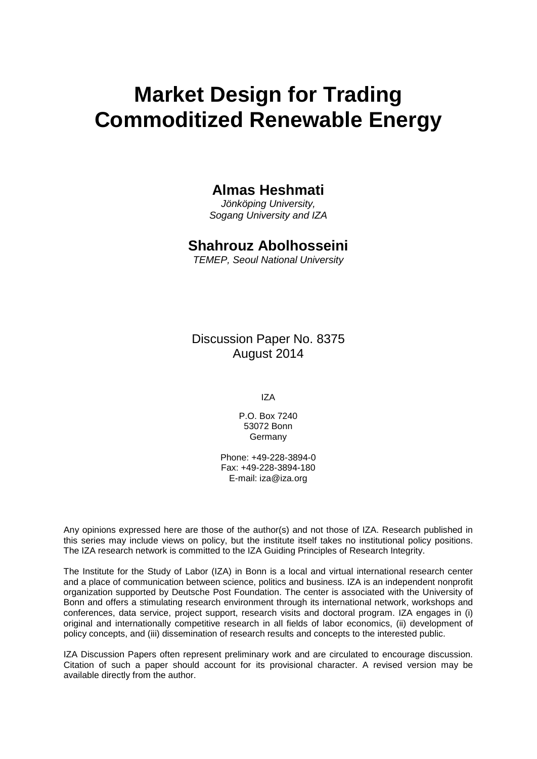# Market Design for Trading Commoditized Renewable Energy

**Almas Heshmati**

*Jönköping University, Sogang University and IZA*

**Shahrouz Abolhosseini**

*TEMEP, Seoul National University*

Discussion Paper No. 8375
August 2014

IZA

P.O. Box 7240
53072 Bonn
Germany

Phone: +49-228-3894-0
Fax: +49-228-3894-180
E-mail: iza@iza.org

Any opinions expressed here are those of the author(s) and not those of IZA. Research published in this series may include views on policy, but the institute itself takes no institutional policy positions. The IZA research network is committed to the IZA Guiding Principles of Research Integrity.

The Institute for the Study of Labor (IZA) in Bonn is a local and virtual international research center and a place of communication between science, politics and business. IZA is an independent nonprofit organization supported by Deutsche Post Foundation. The center is associated with the University of Bonn and offers a stimulating research environment through its international network, workshops and conferences, data service, project support, research visits and doctoral program. IZA engages in (i) original and internationally competitive research in all fields of labor economics, (ii) development of policy concepts, and (iii) dissemination of research results and concepts to the interested public.

IZA Discussion Papers often represent preliminary work and are circulated to encourage discussion. Citation of such a paper should account for its provisional character. A revised version may be available directly from the author.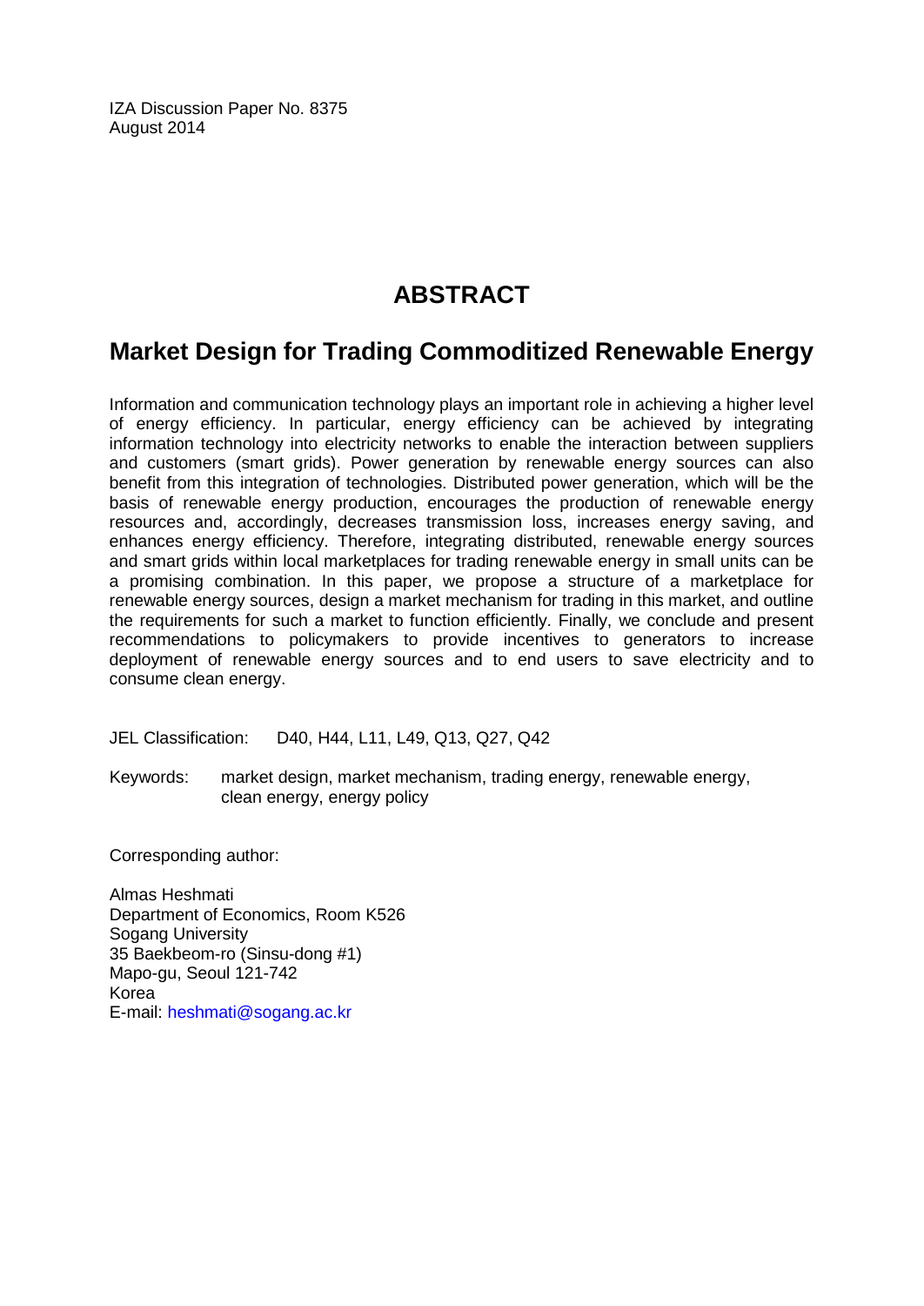IZA Discussion Paper No. 8375
August 2014

# ABSTRACT

## Market Design for Trading Commoditized Renewable Energy

Information and communication technology plays an important role in achieving a higher level of energy efficiency. In particular, energy efficiency can be achieved by integrating information technology into electricity networks to enable the interaction between suppliers and customers (smart grids). Power generation by renewable energy sources can also benefit from this integration of technologies. Distributed power generation, which will be the basis of renewable energy production, encourages the production of renewable energy resources and, accordingly, decreases transmission loss, increases energy saving, and enhances energy efficiency. Therefore, integrating distributed, renewable energy sources and smart grids within local marketplaces for trading renewable energy in small units can be a promising combination. In this paper, we propose a structure of a marketplace for renewable energy sources, design a market mechanism for trading in this market, and outline the requirements for such a market to function efficiently. Finally, we conclude and present recommendations to policymakers to provide incentives to generators to increase deployment of renewable energy sources and to end users to save electricity and to consume clean energy.

JEL Classification: D40, H44, L11, L49, Q13, Q27, Q42

Keywords: market design, market mechanism, trading energy, renewable energy, clean energy, energy policy

Corresponding author:

Almas Heshmati
Department of Economics, Room K526
Sogang University
35 Baekbeom-ro (Sinsu-dong #1)
Mapo-gu, Seoul 121-742
Korea
E-mail: heshmati@sogang.ac.kr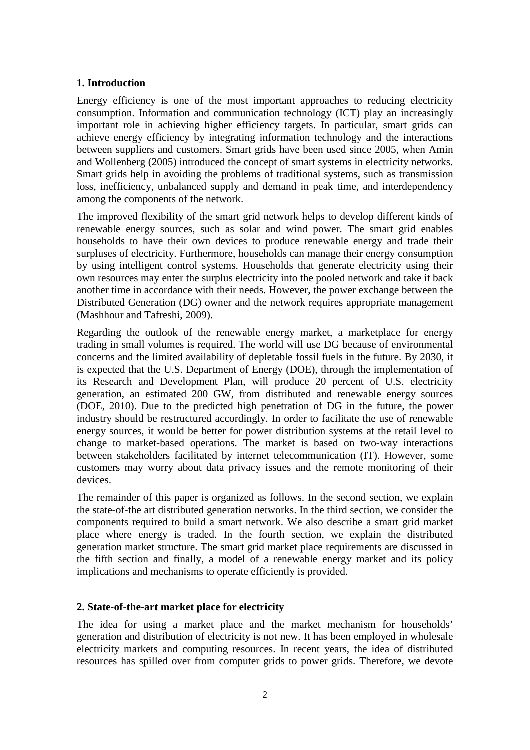## 1. Introduction

Energy efficiency is one of the most important approaches to reducing electricity consumption. Information and communication technology (ICT) play an increasingly important role in achieving higher efficiency targets. In particular, smart grids can achieve energy efficiency by integrating information technology and the interactions between suppliers and customers. Smart grids have been used since 2005, when Amin and Wollenberg (2005) introduced the concept of smart systems in electricity networks. Smart grids help in avoiding the problems of traditional systems, such as transmission loss, inefficiency, unbalanced supply and demand in peak time, and interdependency among the components of the network.

The improved flexibility of the smart grid network helps to develop different kinds of renewable energy sources, such as solar and wind power. The smart grid enables households to have their own devices to produce renewable energy and trade their surpluses of electricity. Furthermore, households can manage their energy consumption by using intelligent control systems. Households that generate electricity using their own resources may enter the surplus electricity into the pooled network and take it back another time in accordance with their needs. However, the power exchange between the Distributed Generation (DG) owner and the network requires appropriate management (Mashhour and Tafreshi, 2009).

Regarding the outlook of the renewable energy market, a marketplace for energy trading in small volumes is required. The world will use DG because of environmental concerns and the limited availability of depletable fossil fuels in the future. By 2030, it is expected that the U.S. Department of Energy (DOE), through the implementation of its Research and Development Plan, will produce 20 percent of U.S. electricity generation, an estimated 200 GW, from distributed and renewable energy sources (DOE, 2010). Due to the predicted high penetration of DG in the future, the power industry should be restructured accordingly. In order to facilitate the use of renewable energy sources, it would be better for power distribution systems at the retail level to change to market-based operations. The market is based on two-way interactions between stakeholders facilitated by internet telecommunication (IT). However, some customers may worry about data privacy issues and the remote monitoring of their devices.

The remainder of this paper is organized as follows. In the second section, we explain the state-of-the art distributed generation networks. In the third section, we consider the components required to build a smart network. We also describe a smart grid market place where energy is traded. In the fourth section, we explain the distributed generation market structure. The smart grid market place requirements are discussed in the fifth section and finally, a model of a renewable energy market and its policy implications and mechanisms to operate efficiently is provided.

## 2. State-of-the-art market place for electricity

The idea for using a market place and the market mechanism for households' generation and distribution of electricity is not new. It has been employed in wholesale electricity markets and computing resources. In recent years, the idea of distributed resources has spilled over from computer grids to power grids. Therefore, we devote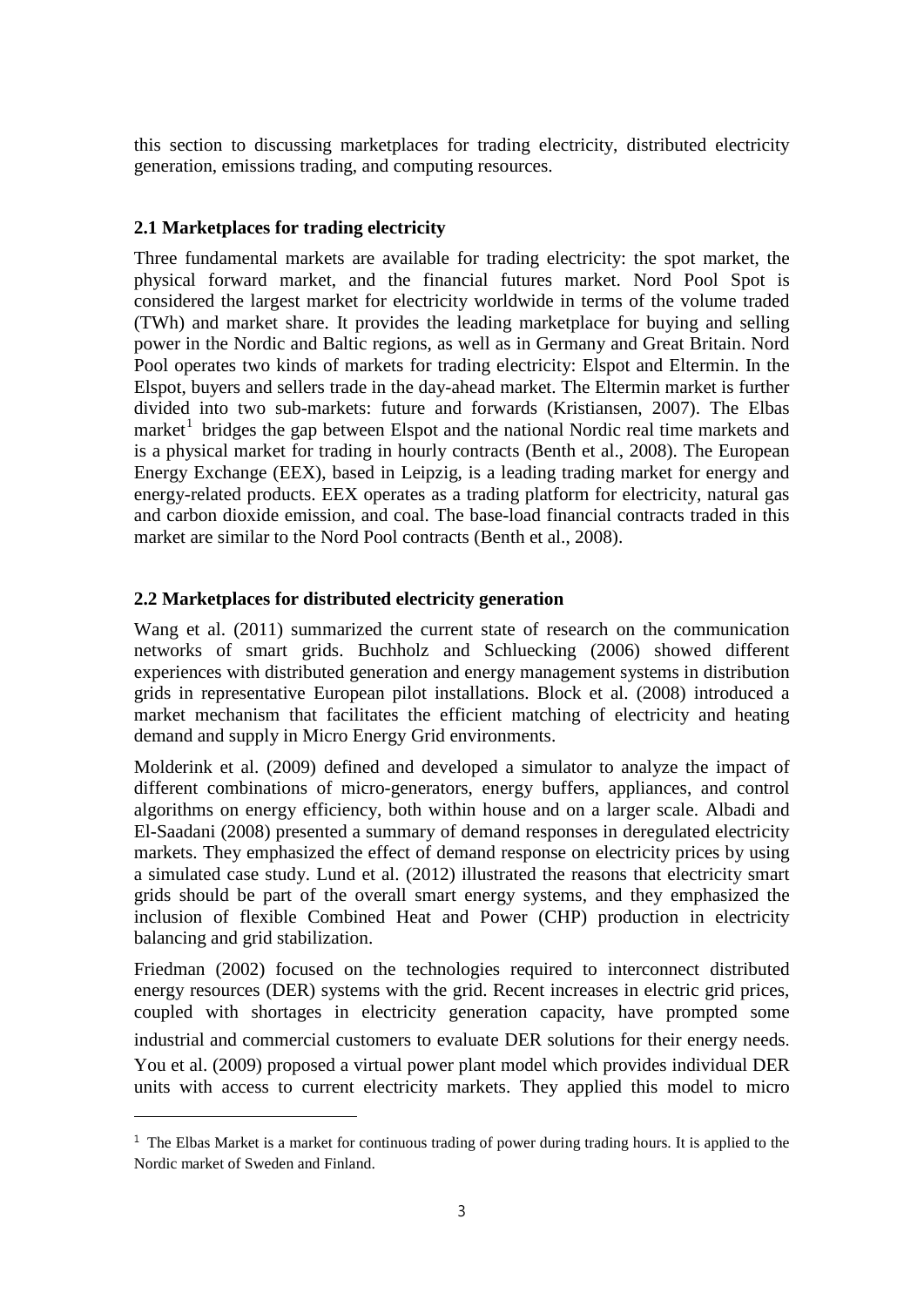this section to discussing marketplaces for trading electricity, distributed electricity generation, emissions trading, and computing resources.

### 2.1 Marketplaces for trading electricity

Three fundamental markets are available for trading electricity: the spot market, the physical forward market, and the financial futures market. Nord Pool Spot is considered the largest market for electricity worldwide in terms of the volume traded (TWh) and market share. It provides the leading marketplace for buying and selling power in the Nordic and Baltic regions, as well as in Germany and Great Britain. Nord Pool operates two kinds of markets for trading electricity: Elspot and Eltermin. In the Elspot, buyers and sellers trade in the day-ahead market. The Eltermin market is further divided into two sub-markets: future and forwards (Kristiansen, 2007). The Elbas market[1] bridges the gap between Elspot and the national Nordic real time markets and is a physical market for trading in hourly contracts (Benth et al., 2008). The European Energy Exchange (EEX), based in Leipzig, is a leading trading market for energy and energy-related products. EEX operates as a trading platform for electricity, natural gas and carbon dioxide emission, and coal. The base-load financial contracts traded in this market are similar to the Nord Pool contracts (Benth et al., 2008).

### 2.2 Marketplaces for distributed electricity generation

Wang et al. (2011) summarized the current state of research on the communication networks of smart grids. Buchholz and Schluecking (2006) showed different experiences with distributed generation and energy management systems in distribution grids in representative European pilot installations. Block et al. (2008) introduced a market mechanism that facilitates the efficient matching of electricity and heating demand and supply in Micro Energy Grid environments.

Molderink et al. (2009) defined and developed a simulator to analyze the impact of different combinations of micro-generators, energy buffers, appliances, and control algorithms on energy efficiency, both within house and on a larger scale. Albadi and El-Saadani (2008) presented a summary of demand responses in deregulated electricity markets. They emphasized the effect of demand response on electricity prices by using a simulated case study. Lund et al. (2012) illustrated the reasons that electricity smart grids should be part of the overall smart energy systems, and they emphasized the inclusion of flexible Combined Heat and Power (CHP) production in electricity balancing and grid stabilization.

Friedman (2002) focused on the technologies required to interconnect distributed energy resources (DER) systems with the grid. Recent increases in electric grid prices, coupled with shortages in electricity generation capacity, have prompted some industrial and commercial customers to evaluate DER solutions for their energy needs. You et al. (2009) proposed a virtual power plant model which provides individual DER units with access to current electricity markets. They applied this model to micro

[1] The Elbas Market is a market for continuous trading of power during trading hours. It is applied to the Nordic market of Sweden and Finland.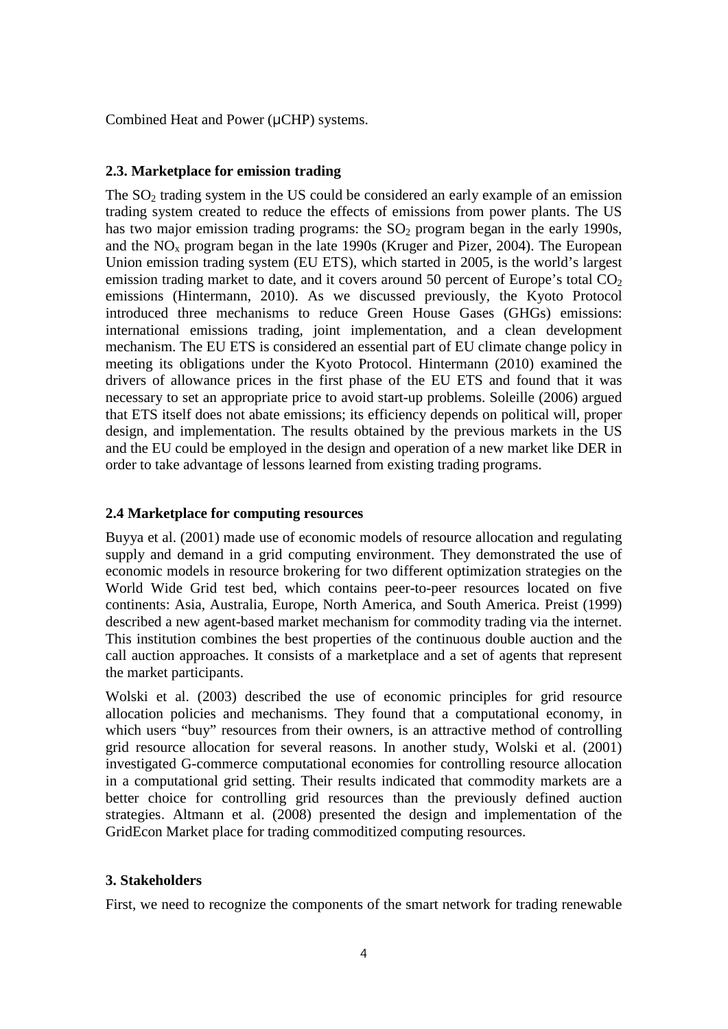Combined Heat and Power (μCHP) systems.

### 2.3. Marketplace for emission trading

The $SO_2$ trading system in the US could be considered an early example of an emission trading system created to reduce the effects of emissions from power plants. The US has two major emission trading programs: the $SO_2$ program began in the early 1990s, and the $NO_x$ program began in the late 1990s (Kruger and Pizer, 2004). The European Union emission trading system (EU ETS), which started in 2005, is the world's largest emission trading market to date, and it covers around 50 percent of Europe's total $CO_2$ emissions (Hintermann, 2010). As we discussed previously, the Kyoto Protocol introduced three mechanisms to reduce Green House Gases (GHGs) emissions: international emissions trading, joint implementation, and a clean development mechanism. The EU ETS is considered an essential part of EU climate change policy in meeting its obligations under the Kyoto Protocol. Hintermann (2010) examined the drivers of allowance prices in the first phase of the EU ETS and found that it was necessary to set an appropriate price to avoid start-up problems. Soleille (2006) argued that ETS itself does not abate emissions; its efficiency depends on political will, proper design, and implementation. The results obtained by the previous markets in the US and the EU could be employed in the design and operation of a new market like DER in order to take advantage of lessons learned from existing trading programs.

### 2.4 Marketplace for computing resources

Buyya et al. (2001) made use of economic models of resource allocation and regulating supply and demand in a grid computing environment. They demonstrated the use of economic models in resource brokering for two different optimization strategies on the World Wide Grid test bed, which contains peer-to-peer resources located on five continents: Asia, Australia, Europe, North America, and South America. Preist (1999) described a new agent-based market mechanism for commodity trading via the internet. This institution combines the best properties of the continuous double auction and the call auction approaches. It consists of a marketplace and a set of agents that represent the market participants.

Wolski et al. (2003) described the use of economic principles for grid resource allocation policies and mechanisms. They found that a computational economy, in which users "buy" resources from their owners, is an attractive method of controlling grid resource allocation for several reasons. In another study, Wolski et al. (2001) investigated G-commerce computational economies for controlling resource allocation in a computational grid setting. Their results indicated that commodity markets are a better choice for controlling grid resources than the previously defined auction strategies. Altmann et al. (2008) presented the design and implementation of the GridEcon Market place for trading commoditized computing resources.

## 3. Stakeholders

First, we need to recognize the components of the smart network for trading renewable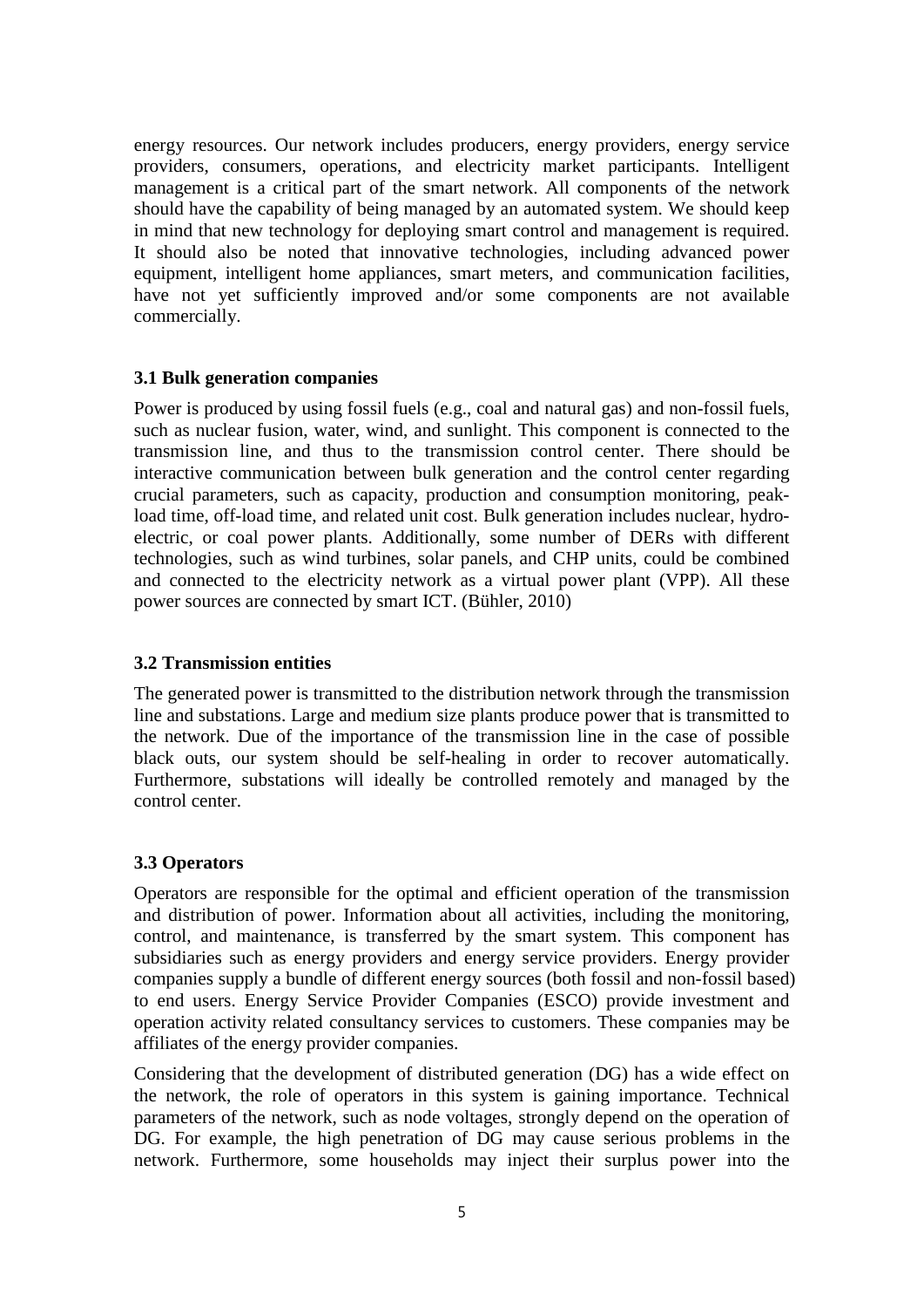energy resources. Our network includes producers, energy providers, energy service providers, consumers, operations, and electricity market participants. Intelligent management is a critical part of the smart network. All components of the network should have the capability of being managed by an automated system. We should keep in mind that new technology for deploying smart control and management is required. It should also be noted that innovative technologies, including advanced power equipment, intelligent home appliances, smart meters, and communication facilities, have not yet sufficiently improved and/or some components are not available commercially.

### 3.1 Bulk generation companies

Power is produced by using fossil fuels (e.g., coal and natural gas) and non-fossil fuels, such as nuclear fusion, water, wind, and sunlight. This component is connected to the transmission line, and thus to the transmission control center. There should be interactive communication between bulk generation and the control center regarding crucial parameters, such as capacity, production and consumption monitoring, peak-load time, off-load time, and related unit cost. Bulk generation includes nuclear, hydro-electric, or coal power plants. Additionally, some number of DERs with different technologies, such as wind turbines, solar panels, and CHP units, could be combined and connected to the electricity network as a virtual power plant (VPP). All these power sources are connected by smart ICT. (Bühler, 2010)

### 3.2 Transmission entities

The generated power is transmitted to the distribution network through the transmission line and substations. Large and medium size plants produce power that is transmitted to the network. Due of the importance of the transmission line in the case of possible black outs, our system should be self-healing in order to recover automatically. Furthermore, substations will ideally be controlled remotely and managed by the control center.

### 3.3 Operators

Operators are responsible for the optimal and efficient operation of the transmission and distribution of power. Information about all activities, including the monitoring, control, and maintenance, is transferred by the smart system. This component has subsidiaries such as energy providers and energy service providers. Energy provider companies supply a bundle of different energy sources (both fossil and non-fossil based) to end users. Energy Service Provider Companies (ESCO) provide investment and operation activity related consultancy services to customers. These companies may be affiliates of the energy provider companies.

Considering that the development of distributed generation (DG) has a wide effect on the network, the role of operators in this system is gaining importance. Technical parameters of the network, such as node voltages, strongly depend on the operation of DG. For example, the high penetration of DG may cause serious problems in the network. Furthermore, some households may inject their surplus power into the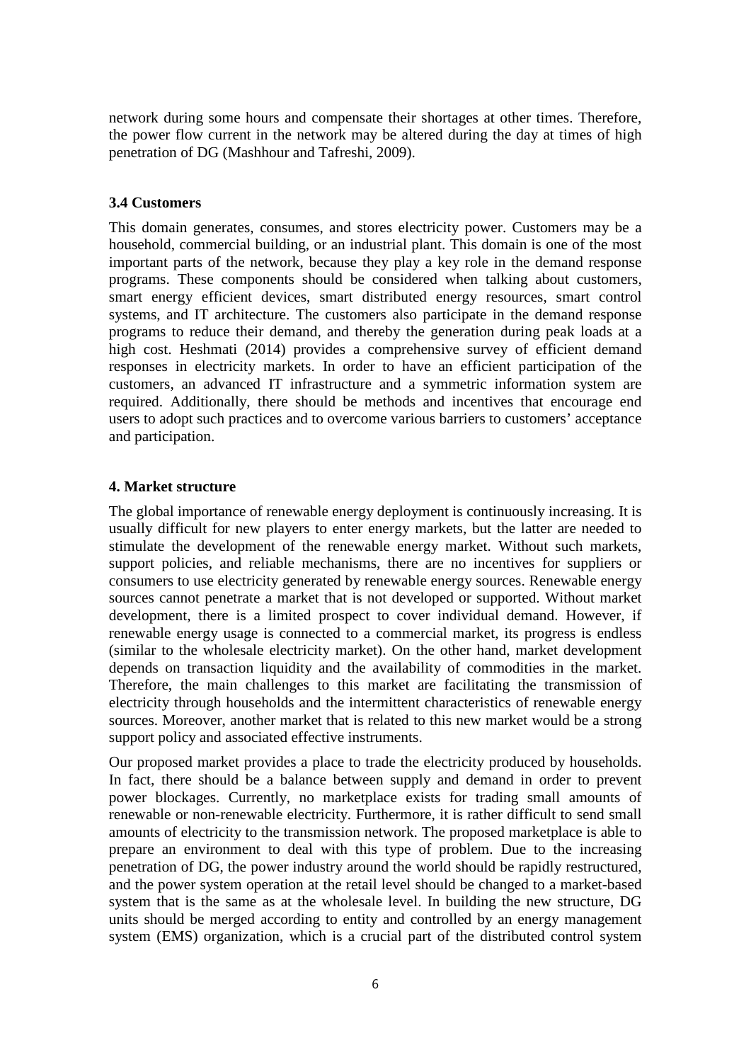network during some hours and compensate their shortages at other times. Therefore, the power flow current in the network may be altered during the day at times of high penetration of DG (Mashhour and Tafreshi, 2009).

### 3.4 Customers

This domain generates, consumes, and stores electricity power. Customers may be a household, commercial building, or an industrial plant. This domain is one of the most important parts of the network, because they play a key role in the demand response programs. These components should be considered when talking about customers, smart energy efficient devices, smart distributed energy resources, smart control systems, and IT architecture. The customers also participate in the demand response programs to reduce their demand, and thereby the generation during peak loads at a high cost. Heshmati (2014) provides a comprehensive survey of efficient demand responses in electricity markets. In order to have an efficient participation of the customers, an advanced IT infrastructure and a symmetric information system are required. Additionally, there should be methods and incentives that encourage end users to adopt such practices and to overcome various barriers to customers' acceptance and participation.

## 4. Market structure

The global importance of renewable energy deployment is continuously increasing. It is usually difficult for new players to enter energy markets, but the latter are needed to stimulate the development of the renewable energy market. Without such markets, support policies, and reliable mechanisms, there are no incentives for suppliers or consumers to use electricity generated by renewable energy sources. Renewable energy sources cannot penetrate a market that is not developed or supported. Without market development, there is a limited prospect to cover individual demand. However, if renewable energy usage is connected to a commercial market, its progress is endless (similar to the wholesale electricity market). On the other hand, market development depends on transaction liquidity and the availability of commodities in the market. Therefore, the main challenges to this market are facilitating the transmission of electricity through households and the intermittent characteristics of renewable energy sources. Moreover, another market that is related to this new market would be a strong support policy and associated effective instruments.

Our proposed market provides a place to trade the electricity produced by households. In fact, there should be a balance between supply and demand in order to prevent power blockages. Currently, no marketplace exists for trading small amounts of renewable or non-renewable electricity. Furthermore, it is rather difficult to send small amounts of electricity to the transmission network. The proposed marketplace is able to prepare an environment to deal with this type of problem. Due to the increasing penetration of DG, the power industry around the world should be rapidly restructured, and the power system operation at the retail level should be changed to a market-based system that is the same as at the wholesale level. In building the new structure, DG units should be merged according to entity and controlled by an energy management system (EMS) organization, which is a crucial part of the distributed control system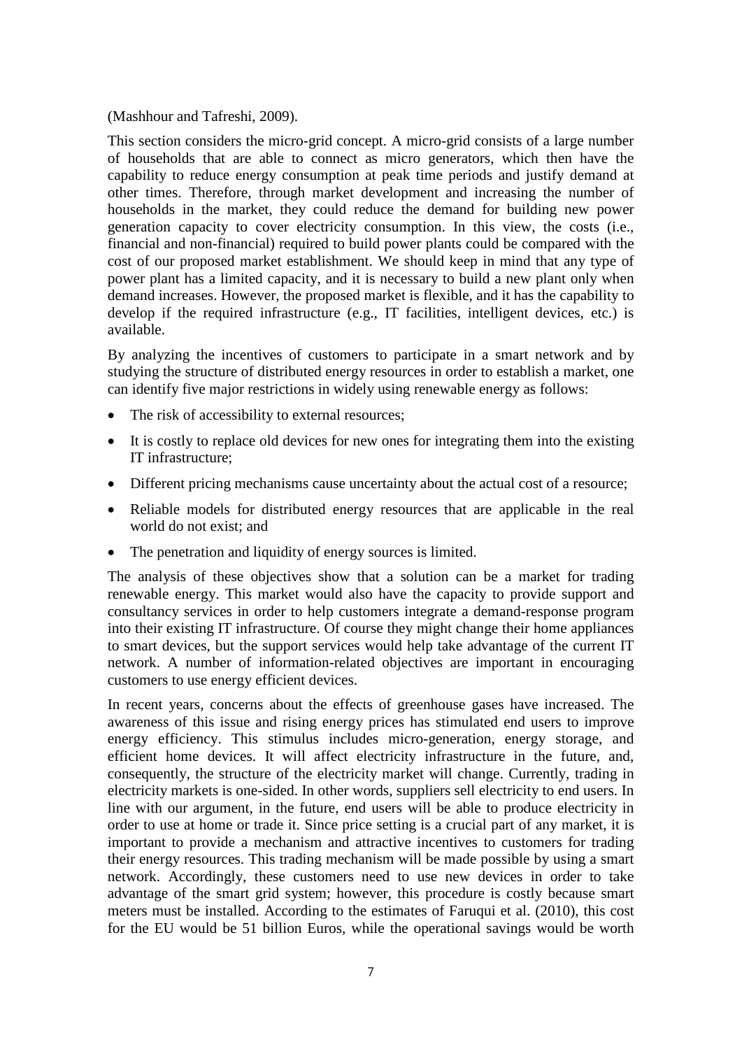(Mashhour and Tafreshi, 2009).

This section considers the micro-grid concept. A micro-grid consists of a large number of households that are able to connect as micro generators, which then have the capability to reduce energy consumption at peak time periods and justify demand at other times. Therefore, through market development and increasing the number of households in the market, they could reduce the demand for building new power generation capacity to cover electricity consumption. In this view, the costs (i.e., financial and non-financial) required to build power plants could be compared with the cost of our proposed market establishment. We should keep in mind that any type of power plant has a limited capacity, and it is necessary to build a new plant only when demand increases. However, the proposed market is flexible, and it has the capability to develop if the required infrastructure (e.g., IT facilities, intelligent devices, etc.) is available.

By analyzing the incentives of customers to participate in a smart network and by studying the structure of distributed energy resources in order to establish a market, one can identify five major restrictions in widely using renewable energy as follows:

- The risk of accessibility to external resources;
- It is costly to replace old devices for new ones for integrating them into the existing IT infrastructure;
- Different pricing mechanisms cause uncertainty about the actual cost of a resource;
- Reliable models for distributed energy resources that are applicable in the real world do not exist; and
- The penetration and liquidity of energy sources is limited.

The analysis of these objectives show that a solution can be a market for trading renewable energy. This market would also have the capacity to provide support and consultancy services in order to help customers integrate a demand-response program into their existing IT infrastructure. Of course they might change their home appliances to smart devices, but the support services would help take advantage of the current IT network. A number of information-related objectives are important in encouraging customers to use energy efficient devices.

In recent years, concerns about the effects of greenhouse gases have increased. The awareness of this issue and rising energy prices has stimulated end users to improve energy efficiency. This stimulus includes micro-generation, energy storage, and efficient home devices. It will affect electricity infrastructure in the future, and, consequently, the structure of the electricity market will change. Currently, trading in electricity markets is one-sided. In other words, suppliers sell electricity to end users. In line with our argument, in the future, end users will be able to produce electricity in order to use at home or trade it. Since price setting is a crucial part of any market, it is important to provide a mechanism and attractive incentives to customers for trading their energy resources. This trading mechanism will be made possible by using a smart network. Accordingly, these customers need to use new devices in order to take advantage of the smart grid system; however, this procedure is costly because smart meters must be installed. According to the estimates of Faruqui et al. (2010), this cost for the EU would be 51 billion Euros, while the operational savings would be worth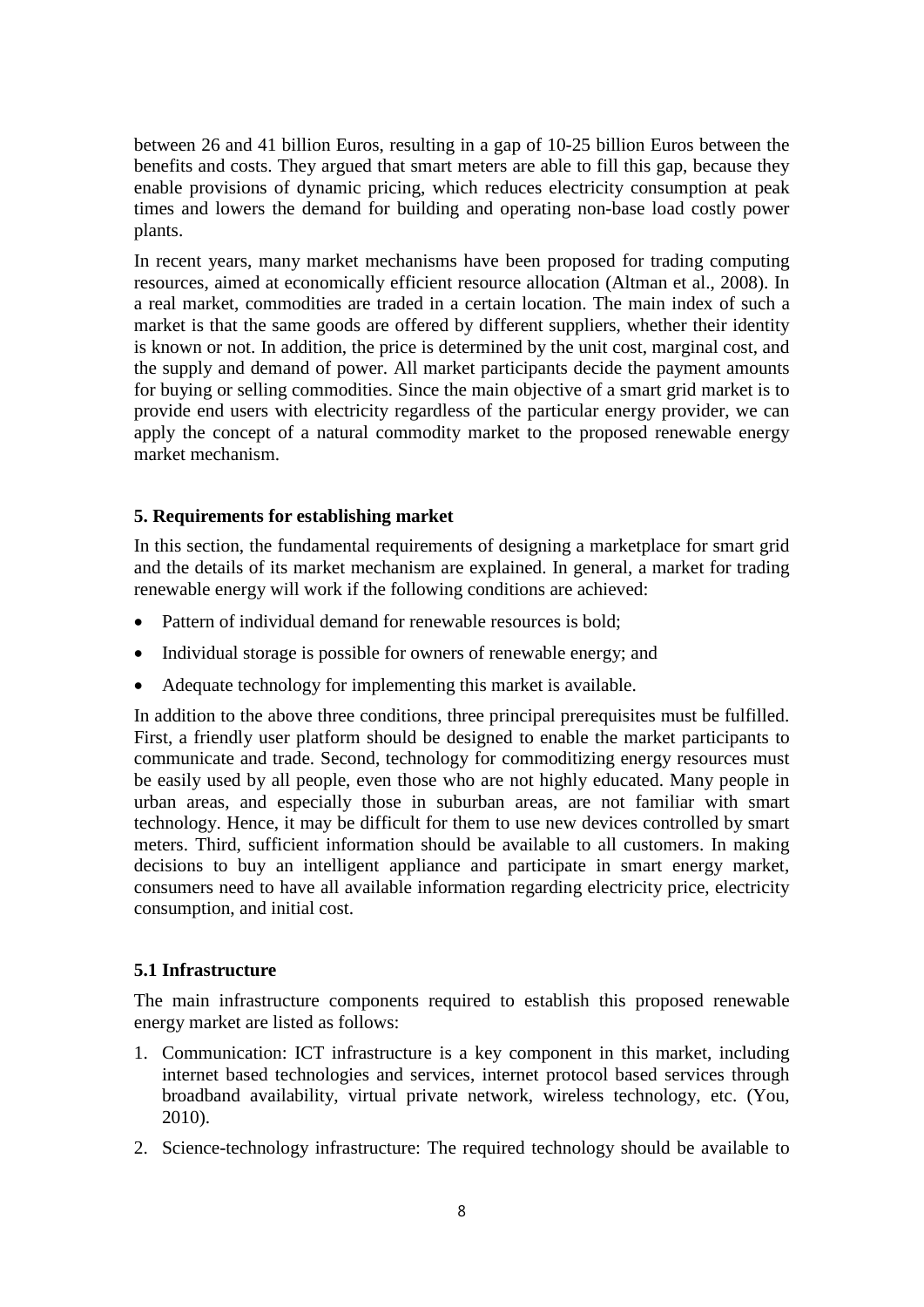between 26 and 41 billion Euros, resulting in a gap of 10-25 billion Euros between the benefits and costs. They argued that smart meters are able to fill this gap, because they enable provisions of dynamic pricing, which reduces electricity consumption at peak times and lowers the demand for building and operating non-base load costly power plants.

In recent years, many market mechanisms have been proposed for trading computing resources, aimed at economically efficient resource allocation (Altman et al., 2008). In a real market, commodities are traded in a certain location. The main index of such a market is that the same goods are offered by different suppliers, whether their identity is known or not. In addition, the price is determined by the unit cost, marginal cost, and the supply and demand of power. All market participants decide the payment amounts for buying or selling commodities. Since the main objective of a smart grid market is to provide end users with electricity regardless of the particular energy provider, we can apply the concept of a natural commodity market to the proposed renewable energy market mechanism.

## 5. Requirements for establishing market

In this section, the fundamental requirements of designing a marketplace for smart grid and the details of its market mechanism are explained. In general, a market for trading renewable energy will work if the following conditions are achieved:

- Pattern of individual demand for renewable resources is bold;
- Individual storage is possible for owners of renewable energy; and
- Adequate technology for implementing this market is available.

In addition to the above three conditions, three principal prerequisites must be fulfilled. First, a friendly user platform should be designed to enable the market participants to communicate and trade. Second, technology for commoditizing energy resources must be easily used by all people, even those who are not highly educated. Many people in urban areas, and especially those in suburban areas, are not familiar with smart technology. Hence, it may be difficult for them to use new devices controlled by smart meters. Third, sufficient information should be available to all customers. In making decisions to buy an intelligent appliance and participate in smart energy market, consumers need to have all available information regarding electricity price, electricity consumption, and initial cost.

### 5.1 Infrastructure

The main infrastructure components required to establish this proposed renewable energy market are listed as follows:

1. Communication: ICT infrastructure is a key component in this market, including internet based technologies and services, internet protocol based services through broadband availability, virtual private network, wireless technology, etc. (You, 2010).
2. Science-technology infrastructure: The required technology should be available to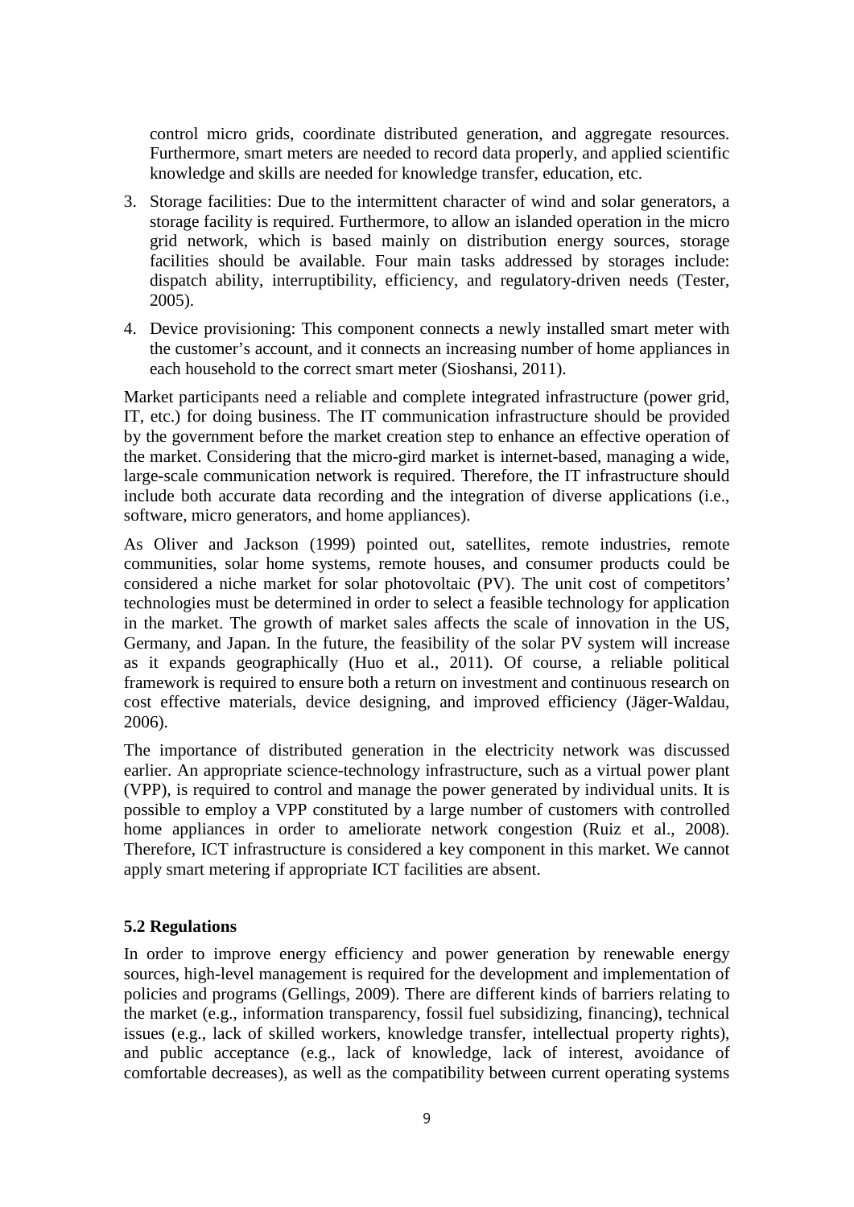control micro grids, coordinate distributed generation, and aggregate resources. Furthermore, smart meters are needed to record data properly, and applied scientific knowledge and skills are needed for knowledge transfer, education, etc.

3. Storage facilities: Due to the intermittent character of wind and solar generators, a storage facility is required. Furthermore, to allow an islanded operation in the micro grid network, which is based mainly on distribution energy sources, storage facilities should be available. Four main tasks addressed by storages include: dispatch ability, interruptibility, efficiency, and regulatory-driven needs (Tester, 2005).

4. Device provisioning: This component connects a newly installed smart meter with the customer's account, and it connects an increasing number of home appliances in each household to the correct smart meter (Sioshansi, 2011).

Market participants need a reliable and complete integrated infrastructure (power grid, IT, etc.) for doing business. The IT communication infrastructure should be provided by the government before the market creation step to enhance an effective operation of the market. Considering that the micro-gird market is internet-based, managing a wide, large-scale communication network is required. Therefore, the IT infrastructure should include both accurate data recording and the integration of diverse applications (i.e., software, micro generators, and home appliances).

As Oliver and Jackson (1999) pointed out, satellites, remote industries, remote communities, solar home systems, remote houses, and consumer products could be considered a niche market for solar photovoltaic (PV). The unit cost of competitors' technologies must be determined in order to select a feasible technology for application in the market. The growth of market sales affects the scale of innovation in the US, Germany, and Japan. In the future, the feasibility of the solar PV system will increase as it expands geographically (Huo et al., 2011). Of course, a reliable political framework is required to ensure both a return on investment and continuous research on cost effective materials, device designing, and improved efficiency (Jäger-Waldau, 2006).

The importance of distributed generation in the electricity network was discussed earlier. An appropriate science-technology infrastructure, such as a virtual power plant (VPP), is required to control and manage the power generated by individual units. It is possible to employ a VPP constituted by a large number of customers with controlled home appliances in order to ameliorate network congestion (Ruiz et al., 2008). Therefore, ICT infrastructure is considered a key component in this market. We cannot apply smart metering if appropriate ICT facilities are absent.

### 5.2 Regulations

In order to improve energy efficiency and power generation by renewable energy sources, high-level management is required for the development and implementation of policies and programs (Gellings, 2009). There are different kinds of barriers relating to the market (e.g., information transparency, fossil fuel subsidizing, financing), technical issues (e.g., lack of skilled workers, knowledge transfer, intellectual property rights), and public acceptance (e.g., lack of knowledge, lack of interest, avoidance of comfortable decreases), as well as the compatibility between current operating systems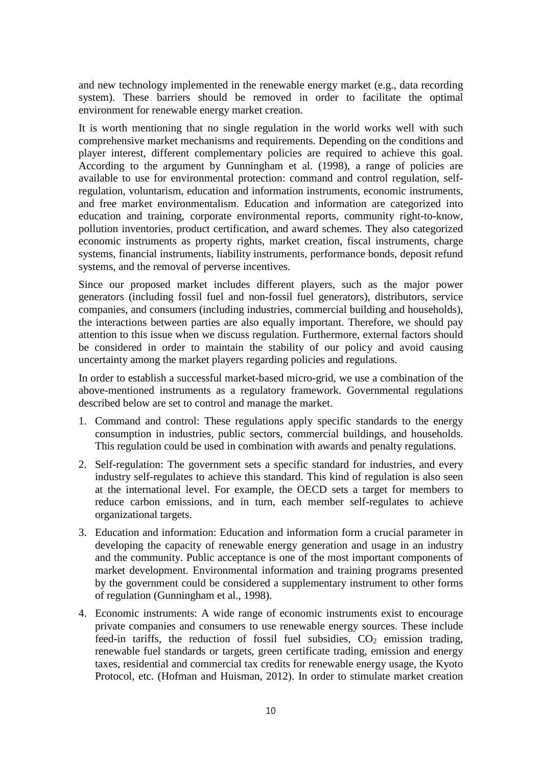and new technology implemented in the renewable energy market (e.g., data recording system). These barriers should be removed in order to facilitate the optimal environment for renewable energy market creation.

It is worth mentioning that no single regulation in the world works well with such comprehensive market mechanisms and requirements. Depending on the conditions and player interest, different complementary policies are required to achieve this goal. According to the argument by Gunningham et al. (1998), a range of policies are available to use for environmental protection: command and control regulation, self-regulation, voluntarism, education and information instruments, economic instruments, and free market environmentalism. Education and information are categorized into education and training, corporate environmental reports, community right-to-know, pollution inventories, product certification, and award schemes. They also categorized economic instruments as property rights, market creation, fiscal instruments, charge systems, financial instruments, liability instruments, performance bonds, deposit refund systems, and the removal of perverse incentives.

Since our proposed market includes different players, such as the major power generators (including fossil fuel and non-fossil fuel generators), distributors, service companies, and consumers (including industries, commercial building and households), the interactions between parties are also equally important. Therefore, we should pay attention to this issue when we discuss regulation. Furthermore, external factors should be considered in order to maintain the stability of our policy and avoid causing uncertainty among the market players regarding policies and regulations.

In order to establish a successful market-based micro-grid, we use a combination of the above-mentioned instruments as a regulatory framework. Governmental regulations described below are set to control and manage the market.

1. Command and control: These regulations apply specific standards to the energy consumption in industries, public sectors, commercial buildings, and households. This regulation could be used in combination with awards and penalty regulations.
2. Self-regulation: The government sets a specific standard for industries, and every industry self-regulates to achieve this standard. This kind of regulation is also seen at the international level. For example, the OECD sets a target for members to reduce carbon emissions, and in turn, each member self-regulates to achieve organizational targets.
3. Education and information: Education and information form a crucial parameter in developing the capacity of renewable energy generation and usage in an industry and the community. Public acceptance is one of the most important components of market development. Environmental information and training programs presented by the government could be considered a supplementary instrument to other forms of regulation (Gunningham et al., 1998).
4. Economic instruments: A wide range of economic instruments exist to encourage private companies and consumers to use renewable energy sources. These include feed-in tariffs, the reduction of fossil fuel subsidies, $CO_2$ emission trading, renewable fuel standards or targets, green certificate trading, emission and energy taxes, residential and commercial tax credits for renewable energy usage, the Kyoto Protocol, etc. (Hofman and Huisman, 2012). In order to stimulate market creation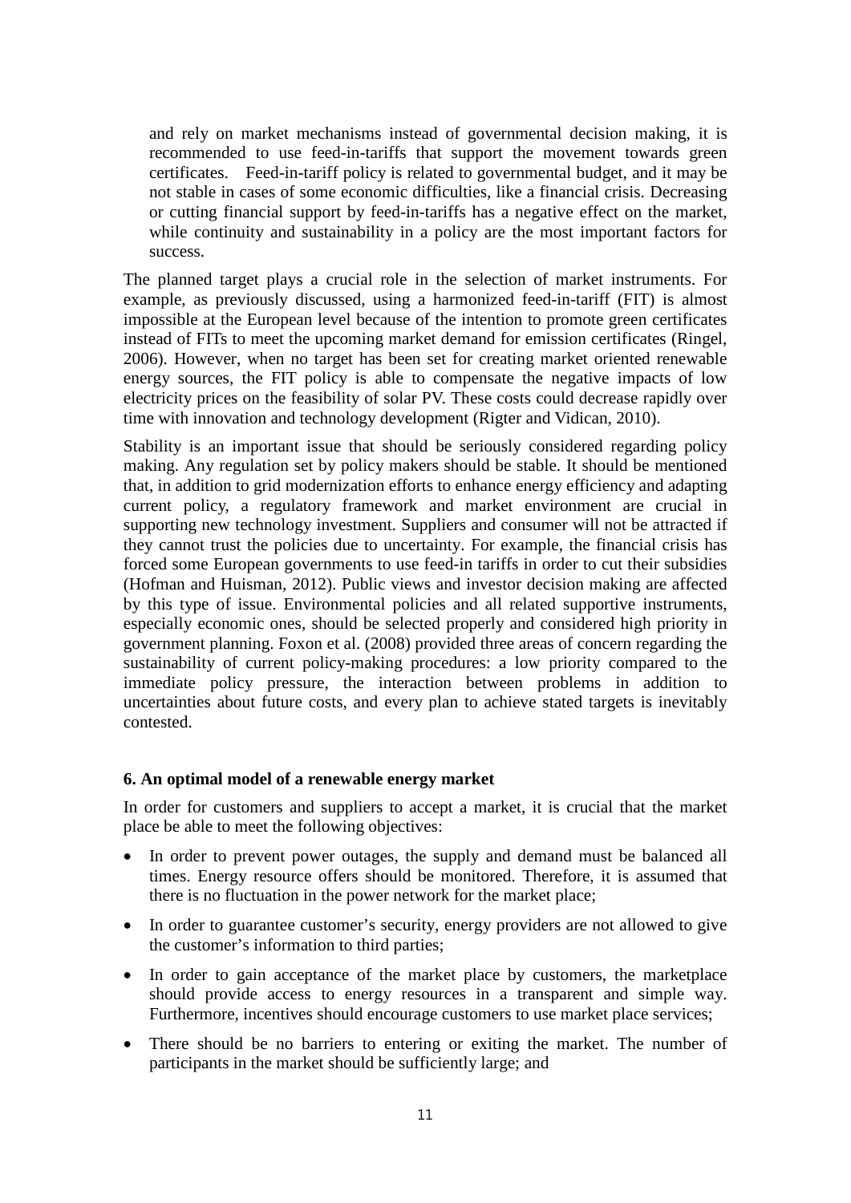and rely on market mechanisms instead of governmental decision making, it is recommended to use feed-in-tariffs that support the movement towards green certificates. Feed-in-tariff policy is related to governmental budget, and it may be not stable in cases of some economic difficulties, like a financial crisis. Decreasing or cutting financial support by feed-in-tariffs has a negative effect on the market, while continuity and sustainability in a policy are the most important factors for success.

The planned target plays a crucial role in the selection of market instruments. For example, as previously discussed, using a harmonized feed-in-tariff (FIT) is almost impossible at the European level because of the intention to promote green certificates instead of FITs to meet the upcoming market demand for emission certificates (Ringel, 2006). However, when no target has been set for creating market oriented renewable energy sources, the FIT policy is able to compensate the negative impacts of low electricity prices on the feasibility of solar PV. These costs could decrease rapidly over time with innovation and technology development (Rigter and Vidican, 2010).

Stability is an important issue that should be seriously considered regarding policy making. Any regulation set by policy makers should be stable. It should be mentioned that, in addition to grid modernization efforts to enhance energy efficiency and adapting current policy, a regulatory framework and market environment are crucial in supporting new technology investment. Suppliers and consumer will not be attracted if they cannot trust the policies due to uncertainty. For example, the financial crisis has forced some European governments to use feed-in tariffs in order to cut their subsidies (Hofman and Huisman, 2012). Public views and investor decision making are affected by this type of issue. Environmental policies and all related supportive instruments, especially economic ones, should be selected properly and considered high priority in government planning. Foxon et al. (2008) provided three areas of concern regarding the sustainability of current policy-making procedures: a low priority compared to the immediate policy pressure, the interaction between problems in addition to uncertainties about future costs, and every plan to achieve stated targets is inevitably contested.

### 6. An optimal model of a renewable energy market

In order for customers and suppliers to accept a market, it is crucial that the market place be able to meet the following objectives:

- In order to prevent power outages, the supply and demand must be balanced all times. Energy resource offers should be monitored. Therefore, it is assumed that there is no fluctuation in the power network for the market place;
- In order to guarantee customer's security, energy providers are not allowed to give the customer's information to third parties;
- In order to gain acceptance of the market place by customers, the marketplace should provide access to energy resources in a transparent and simple way. Furthermore, incentives should encourage customers to use market place services;
- There should be no barriers to entering or exiting the market. The number of participants in the market should be sufficiently large; and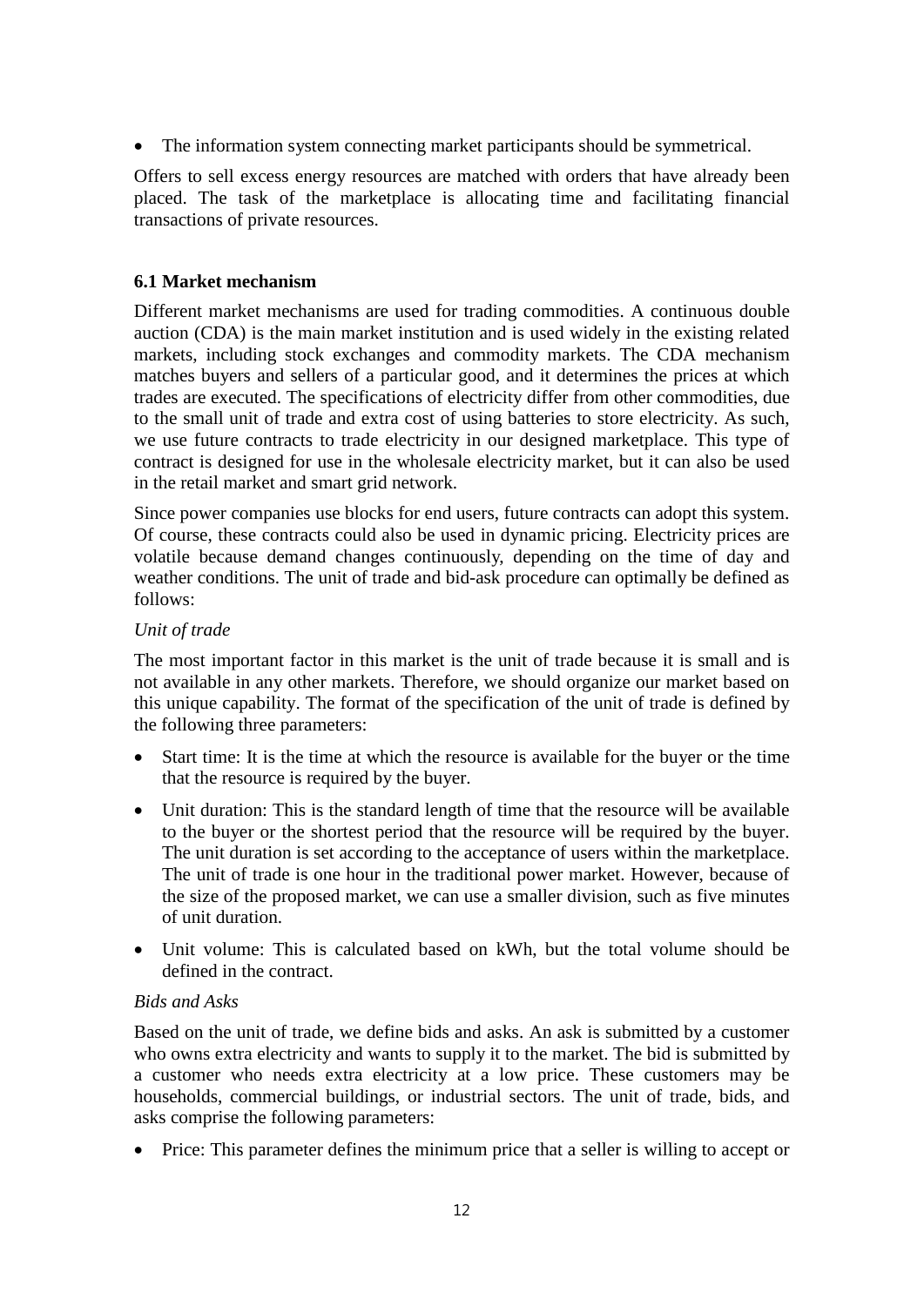- The information system connecting market participants should be symmetrical.

Offers to sell excess energy resources are matched with orders that have already been placed. The task of the marketplace is allocating time and facilitating financial transactions of private resources.

### 6.1 Market mechanism

Different market mechanisms are used for trading commodities. A continuous double auction (CDA) is the main market institution and is used widely in the existing related markets, including stock exchanges and commodity markets. The CDA mechanism matches buyers and sellers of a particular good, and it determines the prices at which trades are executed. The specifications of electricity differ from other commodities, due to the small unit of trade and extra cost of using batteries to store electricity. As such, we use future contracts to trade electricity in our designed marketplace. This type of contract is designed for use in the wholesale electricity market, but it can also be used in the retail market and smart grid network.

Since power companies use blocks for end users, future contracts can adopt this system. Of course, these contracts could also be used in dynamic pricing. Electricity prices are volatile because demand changes continuously, depending on the time of day and weather conditions. The unit of trade and bid-ask procedure can optimally be defined as follows:

*Unit of trade*

The most important factor in this market is the unit of trade because it is small and is not available in any other markets. Therefore, we should organize our market based on this unique capability. The format of the specification of the unit of trade is defined by the following three parameters:

- Start time: It is the time at which the resource is available for the buyer or the time that the resource is required by the buyer.
- Unit duration: This is the standard length of time that the resource will be available to the buyer or the shortest period that the resource will be required by the buyer. The unit duration is set according to the acceptance of users within the marketplace. The unit of trade is one hour in the traditional power market. However, because of the size of the proposed market, we can use a smaller division, such as five minutes of unit duration.
- Unit volume: This is calculated based on kWh, but the total volume should be defined in the contract.

*Bids and Asks*

Based on the unit of trade, we define bids and asks. An ask is submitted by a customer who owns extra electricity and wants to supply it to the market. The bid is submitted by a customer who needs extra electricity at a low price. These customers may be households, commercial buildings, or industrial sectors. The unit of trade, bids, and asks comprise the following parameters:

- Price: This parameter defines the minimum price that a seller is willing to accept or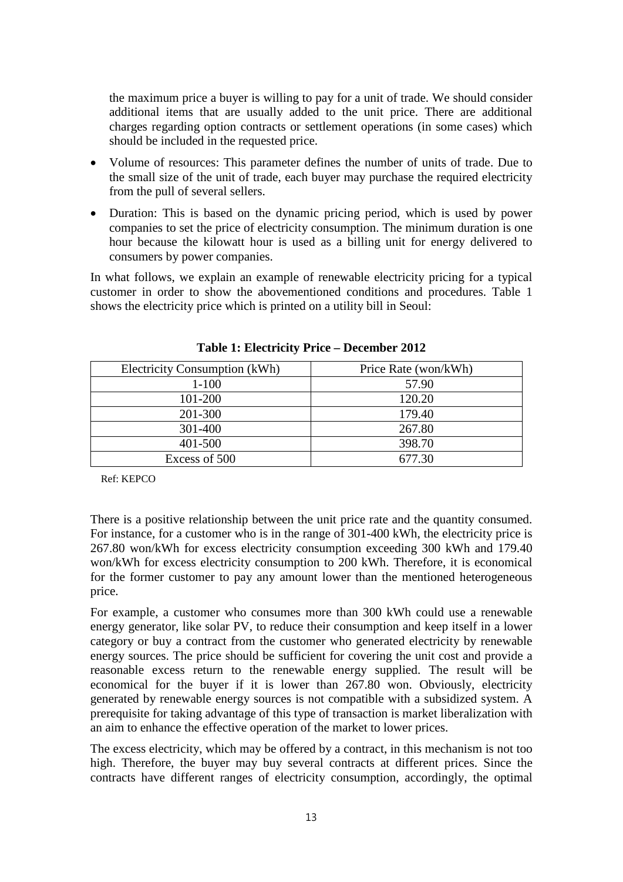the maximum price a buyer is willing to pay for a unit of trade. We should consider additional items that are usually added to the unit price. There are additional charges regarding option contracts or settlement operations (in some cases) which should be included in the requested price.

- Volume of resources: This parameter defines the number of units of trade. Due to the small size of the unit of trade, each buyer may purchase the required electricity from the pull of several sellers.
- Duration: This is based on the dynamic pricing period, which is used by power companies to set the price of electricity consumption. The minimum duration is one hour because the kilowatt hour is used as a billing unit for energy delivered to consumers by power companies.

In what follows, we explain an example of renewable electricity pricing for a typical customer in order to show the abovementioned conditions and procedures. Table 1 shows the electricity price which is printed on a utility bill in Seoul:

**Table 1: Electricity Price – December 2012**

| Electricity Consumption (kWh) | Price Rate (won/kWh) |
|---|---|
| 1-100 | 57.90 |
| 101-200 | 120.20 |
| 201-300 | 179.40 |
| 301-400 | 267.80 |
| 401-500 | 398.70 |
| Excess of 500 | 677.30 |

Ref: KEPCO

There is a positive relationship between the unit price rate and the quantity consumed. For instance, for a customer who is in the range of 301-400 kWh, the electricity price is 267.80 won/kWh for excess electricity consumption exceeding 300 kWh and 179.40 won/kWh for excess electricity consumption to 200 kWh. Therefore, it is economical for the former customer to pay any amount lower than the mentioned heterogeneous price.

For example, a customer who consumes more than 300 kWh could use a renewable energy generator, like solar PV, to reduce their consumption and keep itself in a lower category or buy a contract from the customer who generated electricity by renewable energy sources. The price should be sufficient for covering the unit cost and provide a reasonable excess return to the renewable energy supplied. The result will be economical for the buyer if it is lower than 267.80 won. Obviously, electricity generated by renewable energy sources is not compatible with a subsidized system. A prerequisite for taking advantage of this type of transaction is market liberalization with an aim to enhance the effective operation of the market to lower prices.

The excess electricity, which may be offered by a contract, in this mechanism is not too high. Therefore, the buyer may buy several contracts at different prices. Since the contracts have different ranges of electricity consumption, accordingly, the optimal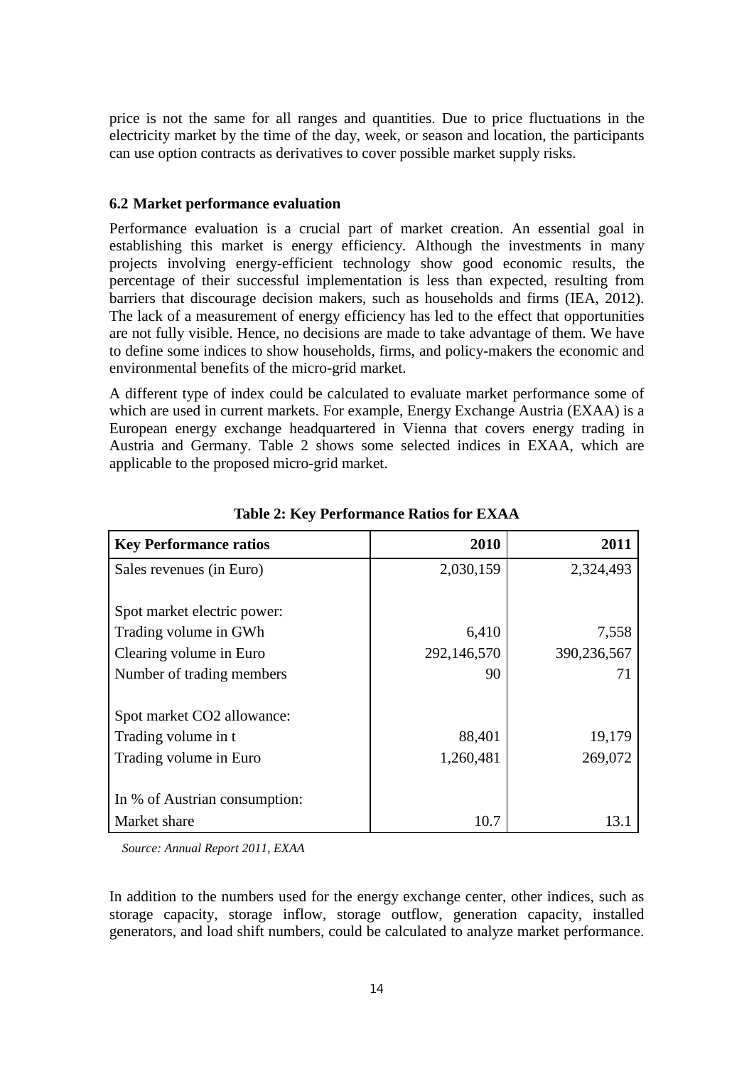price is not the same for all ranges and quantities. Due to price fluctuations in the electricity market by the time of the day, week, or season and location, the participants can use option contracts as derivatives to cover possible market supply risks.

### 6.2 Market performance evaluation

Performance evaluation is a crucial part of market creation. An essential goal in establishing this market is energy efficiency. Although the investments in many projects involving energy-efficient technology show good economic results, the percentage of their successful implementation is less than expected, resulting from barriers that discourage decision makers, such as households and firms (IEA, 2012). The lack of a measurement of energy efficiency has led to the effect that opportunities are not fully visible. Hence, no decisions are made to take advantage of them. We have to define some indices to show households, firms, and policy-makers the economic and environmental benefits of the micro-grid market.

A different type of index could be calculated to evaluate market performance some of which are used in current markets. For example, Energy Exchange Austria (EXAA) is a European energy exchange headquartered in Vienna that covers energy trading in Austria and Germany. Table 2 shows some selected indices in EXAA, which are applicable to the proposed micro-grid market.

**Table 2: Key Performance Ratios for EXAA**

| Key Performance ratios | 2010 | 2011 |
|---|---:|---:|
| Sales revenues (in Euro) | 2,030,159 | 2,324,493 |
| | | |
| Spot market electric power: | | |
| Trading volume in GWh | 6,410 | 7,558 |
| Clearing volume in Euro | 292,146,570 | 390,236,567 |
| Number of trading members | 90 | 71 |
| | | |
| Spot market CO2 allowance: | | |
| Trading volume in t | 88,401 | 19,179 |
| Trading volume in Euro | 1,260,481 | 269,072 |
| | | |
| In % of Austrian consumption: | | |
| Market share | 10.7 | 13.1 |

*Source: Annual Report 2011, EXAA*

In addition to the numbers used for the energy exchange center, other indices, such as storage capacity, storage inflow, storage outflow, generation capacity, installed generators, and load shift numbers, could be calculated to analyze market performance.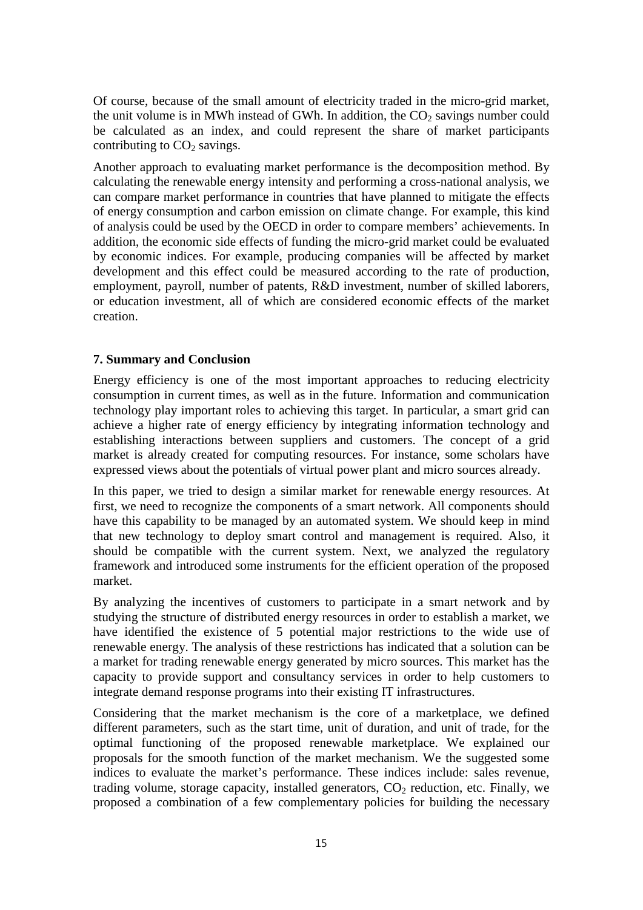Of course, because of the small amount of electricity traded in the micro-grid market, the unit volume is in MWh instead of GWh. In addition, the $CO_2$ savings number could be calculated as an index, and could represent the share of market participants contributing to $CO_2$ savings.

Another approach to evaluating market performance is the decomposition method. By calculating the renewable energy intensity and performing a cross-national analysis, we can compare market performance in countries that have planned to mitigate the effects of energy consumption and carbon emission on climate change. For example, this kind of analysis could be used by the OECD in order to compare members' achievements. In addition, the economic side effects of funding the micro-grid market could be evaluated by economic indices. For example, producing companies will be affected by market development and this effect could be measured according to the rate of production, employment, payroll, number of patents, R&D investment, number of skilled laborers, or education investment, all of which are considered economic effects of the market creation.

## 7. Summary and Conclusion

Energy efficiency is one of the most important approaches to reducing electricity consumption in current times, as well as in the future. Information and communication technology play important roles to achieving this target. In particular, a smart grid can achieve a higher rate of energy efficiency by integrating information technology and establishing interactions between suppliers and customers. The concept of a grid market is already created for computing resources. For instance, some scholars have expressed views about the potentials of virtual power plant and micro sources already.

In this paper, we tried to design a similar market for renewable energy resources. At first, we need to recognize the components of a smart network. All components should have this capability to be managed by an automated system. We should keep in mind that new technology to deploy smart control and management is required. Also, it should be compatible with the current system. Next, we analyzed the regulatory framework and introduced some instruments for the efficient operation of the proposed market.

By analyzing the incentives of customers to participate in a smart network and by studying the structure of distributed energy resources in order to establish a market, we have identified the existence of 5 potential major restrictions to the wide use of renewable energy. The analysis of these restrictions has indicated that a solution can be a market for trading renewable energy generated by micro sources. This market has the capacity to provide support and consultancy services in order to help customers to integrate demand response programs into their existing IT infrastructures.

Considering that the market mechanism is the core of a marketplace, we defined different parameters, such as the start time, unit of duration, and unit of trade, for the optimal functioning of the proposed renewable marketplace. We explained our proposals for the smooth function of the market mechanism. We the suggested some indices to evaluate the market's performance. These indices include: sales revenue, trading volume, storage capacity, installed generators, $CO_2$ reduction, etc. Finally, we proposed a combination of a few complementary policies for building the necessary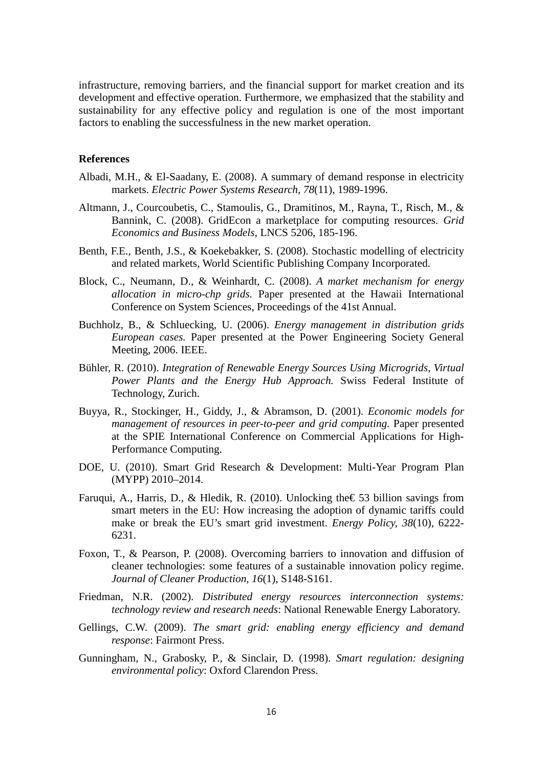infrastructure, removing barriers, and the financial support for market creation and its development and effective operation. Furthermore, we emphasized that the stability and sustainability for any effective policy and regulation is one of the most important factors to enabling the successfulness in the new market operation.

**References**

Albadi, M.H., & El-Saadany, E. (2008). A summary of demand response in electricity markets. *Electric Power Systems Research, 78*(11), 1989-1996.

Altmann, J., Courcoubetis, C., Stamoulis, G., Dramitinos, M., Rayna, T., Risch, M., & Bannink, C. (2008). GridEcon a marketplace for computing resources. *Grid Economics and Business Models*, LNCS 5206, 185-196.

Benth, F.E., Benth, J.S., & Koekebakker, S. (2008). Stochastic modelling of electricity and related markets, World Scientific Publishing Company Incorporated.

Block, C., Neumann, D., & Weinhardt, C. (2008). *A market mechanism for energy allocation in micro-chp grids.* Paper presented at the Hawaii International Conference on System Sciences, Proceedings of the 41st Annual.

Buchholz, B., & Schluecking, U. (2006). *Energy management in distribution grids European cases.* Paper presented at the Power Engineering Society General Meeting, 2006. IEEE.

Bühler, R. (2010). *Integration of Renewable Energy Sources Using Microgrids, Virtual Power Plants and the Energy Hub Approach.* Swiss Federal Institute of Technology, Zurich.

Buyya, R., Stockinger, H., Giddy, J., & Abramson, D. (2001). *Economic models for management of resources in peer-to-peer and grid computing.* Paper presented at the SPIE International Conference on Commercial Applications for High-Performance Computing.

DOE, U. (2010). Smart Grid Research & Development: Multi-Year Program Plan (MYPP) 2010–2014.

Faruqui, A., Harris, D., & Hledik, R. (2010). Unlocking the€ 53 billion savings from smart meters in the EU: How increasing the adoption of dynamic tariffs could make or break the EU's smart grid investment. *Energy Policy, 38*(10), 6222-6231.

Foxon, T., & Pearson, P. (2008). Overcoming barriers to innovation and diffusion of cleaner technologies: some features of a sustainable innovation policy regime. *Journal of Cleaner Production, 16*(1), S148-S161.

Friedman, N.R. (2002). *Distributed energy resources interconnection systems: technology review and research needs*: National Renewable Energy Laboratory.

Gellings, C.W. (2009). *The smart grid: enabling energy efficiency and demand response*: Fairmont Press.

Gunningham, N., Grabosky, P., & Sinclair, D. (1998). *Smart regulation: designing environmental policy*: Oxford Clarendon Press.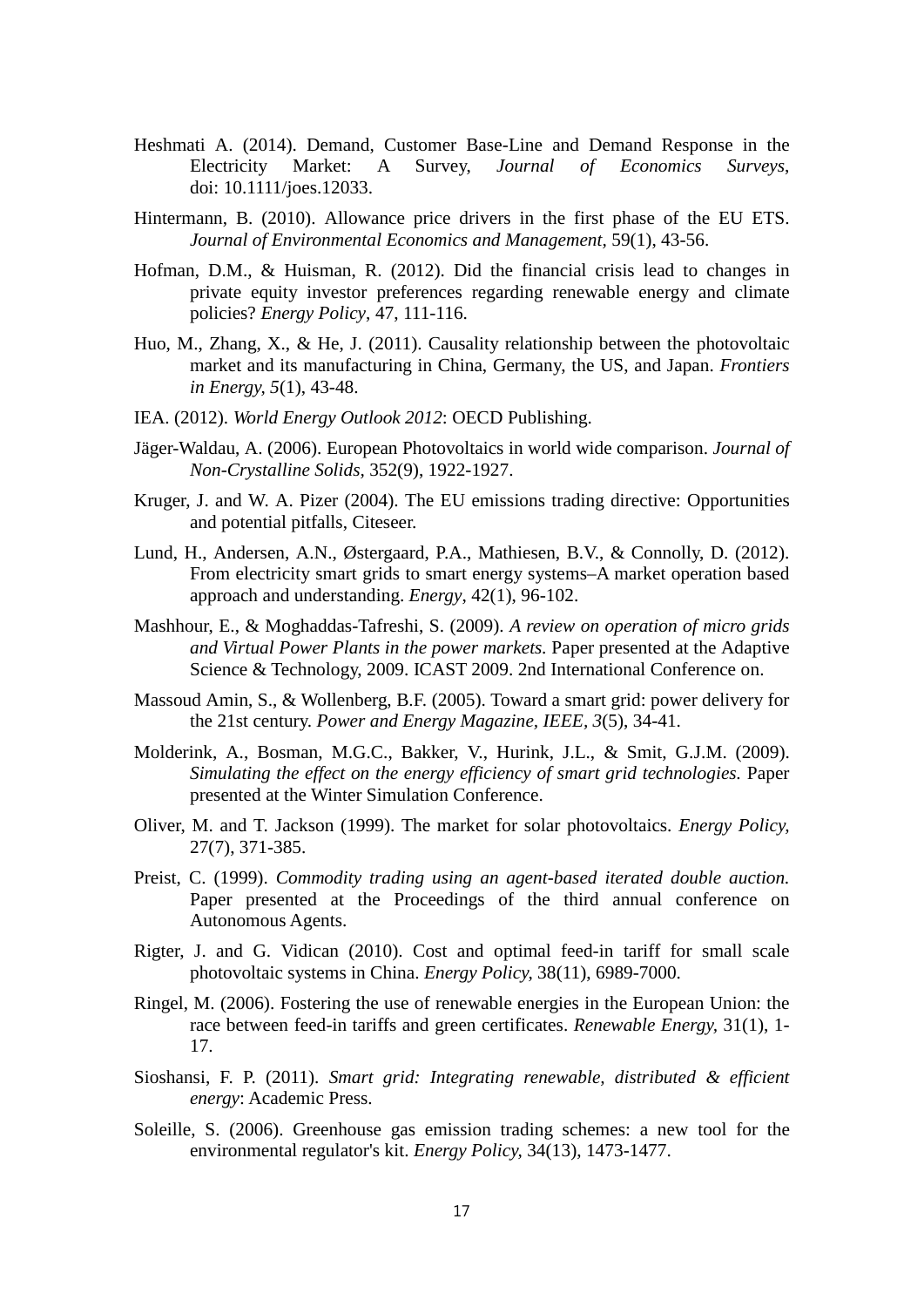Heshmati A. (2014). Demand, Customer Base-Line and Demand Response in the Electricity Market: A Survey, *Journal of Economics Surveys*, doi: 10.1111/joes.12033.

Hintermann, B. (2010). Allowance price drivers in the first phase of the EU ETS. *Journal of Environmental Economics and Management,* 59(1), 43-56.

Hofman, D.M., & Huisman, R. (2012). Did the financial crisis lead to changes in private equity investor preferences regarding renewable energy and climate policies? *Energy Policy*, 47, 111-116.

Huo, M., Zhang, X., & He, J. (2011). Causality relationship between the photovoltaic market and its manufacturing in China, Germany, the US, and Japan. *Frontiers in Energy, 5*(1), 43-48.

IEA. (2012). *World Energy Outlook 2012*: OECD Publishing.

Jäger-Waldau, A. (2006). European Photovoltaics in world wide comparison. *Journal of Non-Crystalline Solids,* 352(9), 1922-1927.

Kruger, J. and W. A. Pizer (2004). The EU emissions trading directive: Opportunities and potential pitfalls, Citeseer.

Lund, H., Andersen, A.N., Østergaard, P.A., Mathiesen, B.V., & Connolly, D. (2012). From electricity smart grids to smart energy systems–A market operation based approach and understanding. *Energy*, 42(1), 96-102.

Mashhour, E., & Moghaddas-Tafreshi, S. (2009). *A review on operation of micro grids and Virtual Power Plants in the power markets.* Paper presented at the Adaptive Science & Technology, 2009. ICAST 2009. 2nd International Conference on.

Massoud Amin, S., & Wollenberg, B.F. (2005). Toward a smart grid: power delivery for the 21st century. *Power and Energy Magazine, IEEE, 3*(5), 34-41.

Molderink, A., Bosman, M.G.C., Bakker, V., Hurink, J.L., & Smit, G.J.M. (2009). *Simulating the effect on the energy efficiency of smart grid technologies.* Paper presented at the Winter Simulation Conference.

Oliver, M. and T. Jackson (1999). The market for solar photovoltaics. *Energy Policy,* 27(7), 371-385.

Preist, C. (1999). *Commodity trading using an agent-based iterated double auction.* Paper presented at the Proceedings of the third annual conference on Autonomous Agents.

Rigter, J. and G. Vidican (2010). Cost and optimal feed-in tariff for small scale photovoltaic systems in China. *Energy Policy,* 38(11), 6989-7000.

Ringel, M. (2006). Fostering the use of renewable energies in the European Union: the race between feed-in tariffs and green certificates. *Renewable Energy,* 31(1), 1-17.

Sioshansi, F. P. (2011). *Smart grid: Integrating renewable, distributed & efficient energy*: Academic Press.

Soleille, S. (2006). Greenhouse gas emission trading schemes: a new tool for the environmental regulator's kit. *Energy Policy,* 34(13), 1473-1477.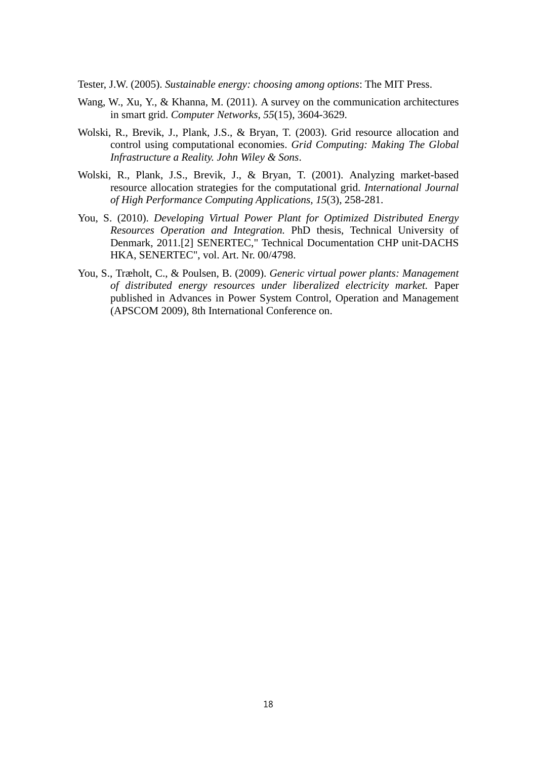Tester, J.W. (2005). *Sustainable energy: choosing among options*: The MIT Press.

Wang, W., Xu, Y., & Khanna, M. (2011). A survey on the communication architectures in smart grid. *Computer Networks, 55*(15), 3604-3629.

Wolski, R., Brevik, J., Plank, J.S., & Bryan, T. (2003). Grid resource allocation and control using computational economies. *Grid Computing: Making The Global Infrastructure a Reality. John Wiley & Sons*.

Wolski, R., Plank, J.S., Brevik, J., & Bryan, T. (2001). Analyzing market-based resource allocation strategies for the computational grid. *International Journal of High Performance Computing Applications, 15*(3), 258-281.

You, S. (2010). *Developing Virtual Power Plant for Optimized Distributed Energy Resources Operation and Integration.* PhD thesis, Technical University of Denmark, 2011.[2] SENERTEC," Technical Documentation CHP unit-DACHS HKA, SENERTEC", vol. Art. Nr. 00/4798.

You, S., Træholt, C., & Poulsen, B. (2009). *Generic virtual power plants: Management of distributed energy resources under liberalized electricity market.* Paper published in Advances in Power System Control, Operation and Management (APSCOM 2009), 8th International Conference on.